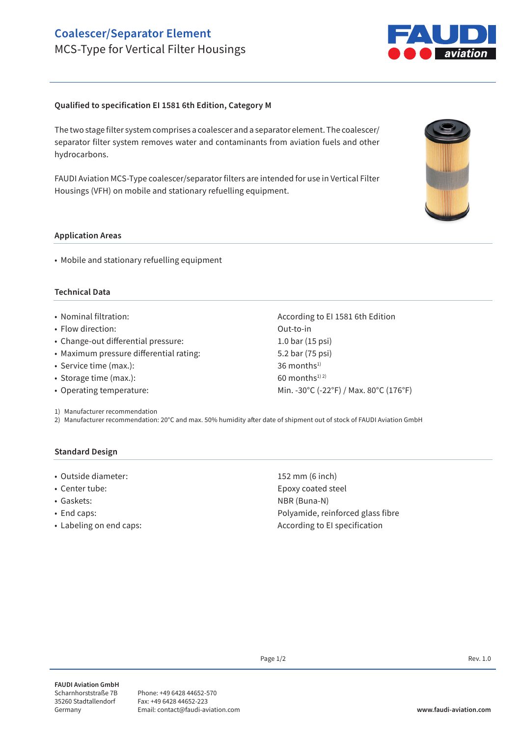# Coalescer/Separator Element

MCS-Type for Vertical Filter Housings

**Qualified to specification EI 1581 6th Edition, Category M**

The two stage filter system comprises a coalescer and a separator element. The coalescer/separator filter system removes water and contaminants from aviation fuels and other hydrocarbons.

FAUDI Aviation MCS-Type coalescer/separator filters are intended for use in Vertical Filter Housings (VFH) on mobile and stationary refuelling equipment.

## Application Areas

- Mobile and stationary refuelling equipment

## Technical Data

| | |
|---|---|
| • Nominal filtration: | According to EI 1581 6th Edition |
| • Flow direction: | Out-to-in |
| • Change-out differential pressure: | 1.0 bar (15 psi) |
| • Maximum pressure differential rating: | 5.2 bar (75 psi) |
| • Service time (max.): | 36 months[1] |
| • Storage time (max.): | 60 months[1) 2)] |
| • Operating temperature: | Min. -30°C (-22°F) / Max. 80°C (176°F) |

1) Manufacturer recommendation
2) Manufacturer recommendation: 20°C and max. 50% humidity after date of shipment out of stock of FAUDI Aviation GmbH

## Standard Design

| | |
|---|---|
| • Outside diameter: | 152 mm (6 inch) |
| • Center tube: | Epoxy coated steel |
| • Gaskets: | NBR (Buna-N) |
| • End caps: | Polyamide, reinforced glass fibre |
| • Labeling on end caps: | According to EI specification |

Rev. 1.0

**FAUDI Aviation GmbH**
Scharnhorststraße 7B
35260 Stadtallendorf
Germany

Phone: +49 6428 44652-570
Fax: +49 6428 44652-223
Email: contact@faudi-aviation.com

**www.faudi-aviation.com**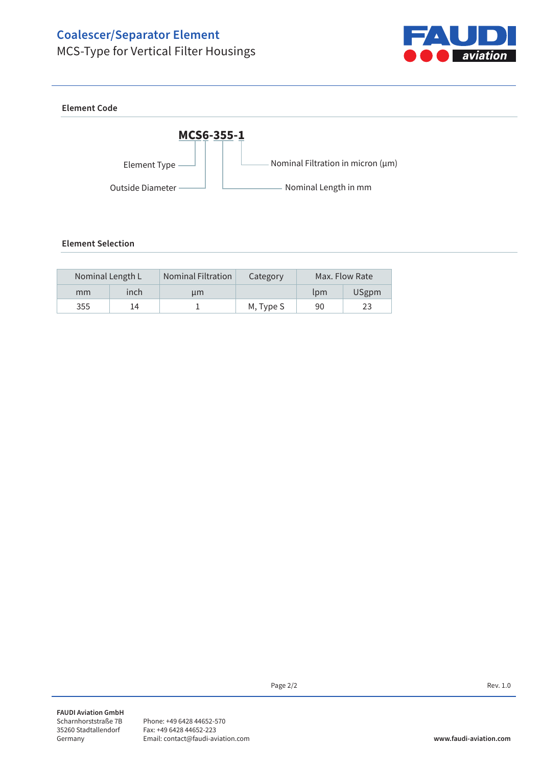# Coalescer/Separator Element

MCS-Type for Vertical Filter Housings

## Element Code

**MCS6-355-1**

- Element Type
- Outside Diameter
- Nominal Filtration in micron (µm)
- Nominal Length in mm

## Element Selection

| Nominal Length L | | Nominal Filtration | Category | Max. Flow Rate | |
|---|---|---|---|---|---|
| mm | inch | µm | | lpm | USgpm |
| 355 | 14 | 1 | M, Type S | 90 | 23 |

Rev. 1.0

**FAUDI Aviation GmbH**
Scharnhorststraße 7B
35260 Stadtallendorf
Germany

Phone: +49 6428 44652-570
Fax: +49 6428 44652-223
Email: contact@faudi-aviation.com

**www.faudi-aviation.com**